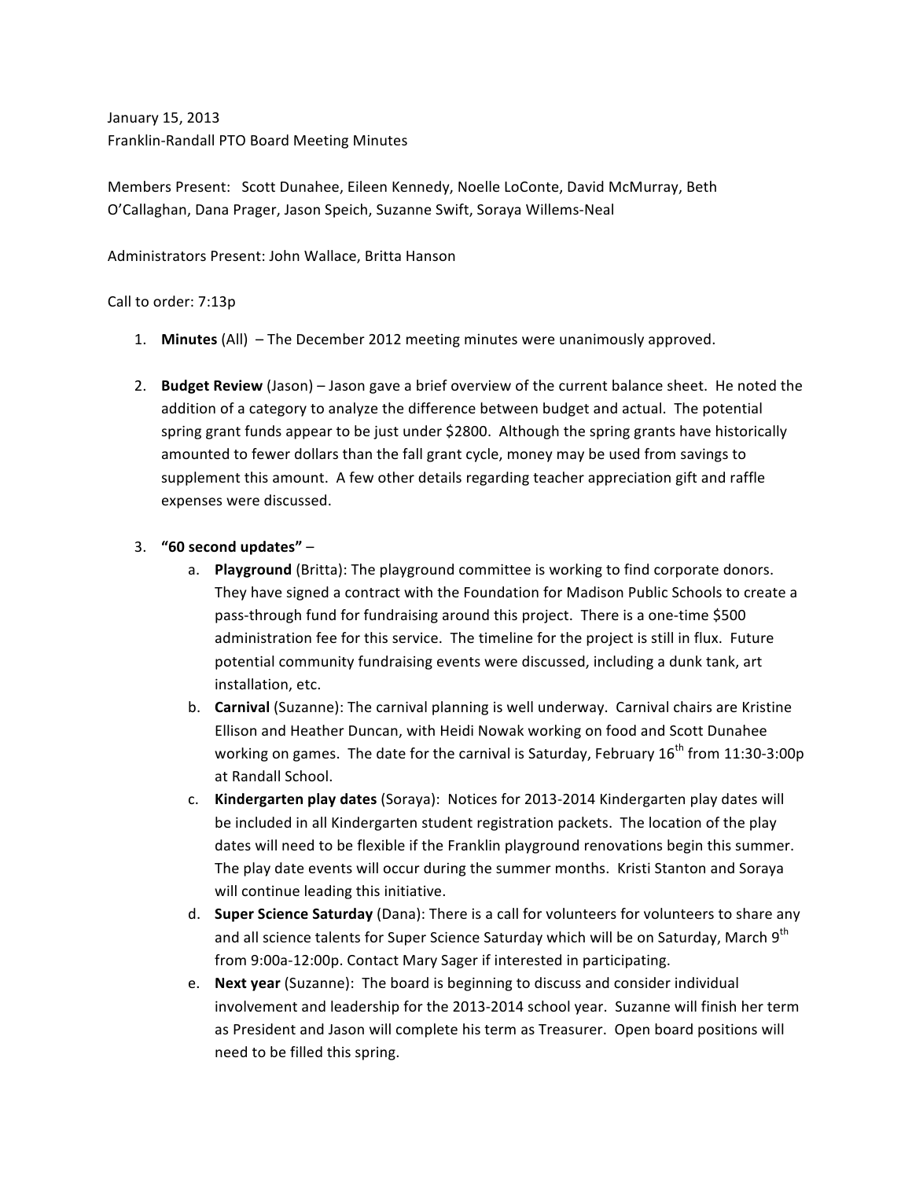January 15, 2013
Franklin-Randall PTO Board Meeting Minutes

Members Present: Scott Dunahee, Eileen Kennedy, Noelle LoConte, David McMurray, Beth O'Callaghan, Dana Prager, Jason Speich, Suzanne Swift, Soraya Willems-Neal

Administrators Present: John Wallace, Britta Hanson

Call to order: 7:13p

1. **Minutes** (All) – The December 2012 meeting minutes were unanimously approved.

2. **Budget Review** (Jason) – Jason gave a brief overview of the current balance sheet. He noted the addition of a category to analyze the difference between budget and actual. The potential spring grant funds appear to be just under $2800. Although the spring grants have historically amounted to fewer dollars than the fall grant cycle, money may be used from savings to supplement this amount. A few other details regarding teacher appreciation gift and raffle expenses were discussed.

3. **"60 second updates"** –
   a. **Playground** (Britta): The playground committee is working to find corporate donors. They have signed a contract with the Foundation for Madison Public Schools to create a pass-through fund for fundraising around this project. There is a one-time $500 administration fee for this service. The timeline for the project is still in flux. Future potential community fundraising events were discussed, including a dunk tank, art installation, etc.
   b. **Carnival** (Suzanne): The carnival planning is well underway. Carnival chairs are Kristine Ellison and Heather Duncan, with Heidi Nowak working on food and Scott Dunahee working on games. The date for the carnival is Saturday, February 16th from 11:30-3:00p at Randall School.
   c. **Kindergarten play dates** (Soraya): Notices for 2013-2014 Kindergarten play dates will be included in all Kindergarten student registration packets. The location of the play dates will need to be flexible if the Franklin playground renovations begin this summer. The play date events will occur during the summer months. Kristi Stanton and Soraya will continue leading this initiative.
   d. **Super Science Saturday** (Dana): There is a call for volunteers for volunteers to share any and all science talents for Super Science Saturday which will be on Saturday, March 9th from 9:00a-12:00p. Contact Mary Sager if interested in participating.
   e. **Next year** (Suzanne): The board is beginning to discuss and consider individual involvement and leadership for the 2013-2014 school year. Suzanne will finish her term as President and Jason will complete his term as Treasurer. Open board positions will need to be filled this spring.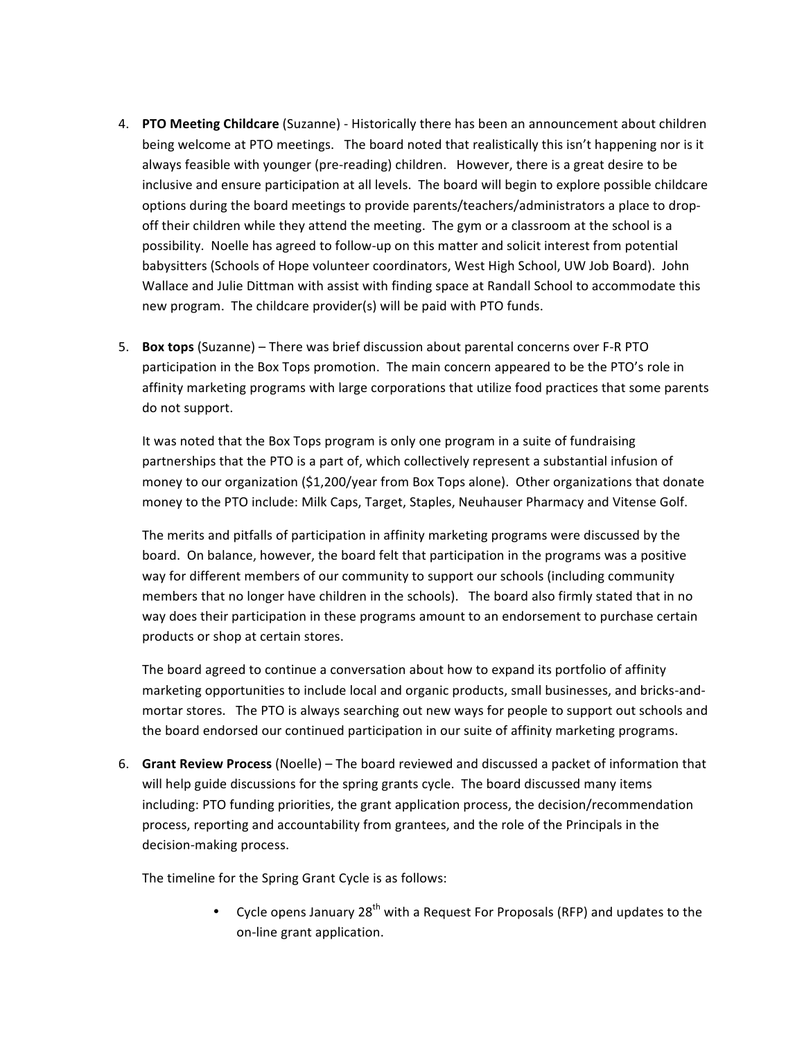4. **PTO Meeting Childcare** (Suzanne) - Historically there has been an announcement about children being welcome at PTO meetings. The board noted that realistically this isn't happening nor is it always feasible with younger (pre-reading) children. However, there is a great desire to be inclusive and ensure participation at all levels. The board will begin to explore possible childcare options during the board meetings to provide parents/teachers/administrators a place to drop-off their children while they attend the meeting. The gym or a classroom at the school is a possibility. Noelle has agreed to follow-up on this matter and solicit interest from potential babysitters (Schools of Hope volunteer coordinators, West High School, UW Job Board). John Wallace and Julie Dittman with assist with finding space at Randall School to accommodate this new program. The childcare provider(s) will be paid with PTO funds.

5. **Box tops** (Suzanne) – There was brief discussion about parental concerns over F-R PTO participation in the Box Tops promotion. The main concern appeared to be the PTO's role in affinity marketing programs with large corporations that utilize food practices that some parents do not support.

   It was noted that the Box Tops program is only one program in a suite of fundraising partnerships that the PTO is a part of, which collectively represent a substantial infusion of money to our organization ($1,200/year from Box Tops alone). Other organizations that donate money to the PTO include: Milk Caps, Target, Staples, Neuhauser Pharmacy and Vitense Golf.

   The merits and pitfalls of participation in affinity marketing programs were discussed by the board. On balance, however, the board felt that participation in the programs was a positive way for different members of our community to support our schools (including community members that no longer have children in the schools). The board also firmly stated that in no way does their participation in these programs amount to an endorsement to purchase certain products or shop at certain stores.

   The board agreed to continue a conversation about how to expand its portfolio of affinity marketing opportunities to include local and organic products, small businesses, and bricks-and-mortar stores. The PTO is always searching out new ways for people to support out schools and the board endorsed our continued participation in our suite of affinity marketing programs.

6. **Grant Review Process** (Noelle) – The board reviewed and discussed a packet of information that will help guide discussions for the spring grants cycle. The board discussed many items including: PTO funding priorities, the grant application process, the decision/recommendation process, reporting and accountability from grantees, and the role of the Principals in the decision-making process.

   The timeline for the Spring Grant Cycle is as follows:

   - Cycle opens January 28th with a Request For Proposals (RFP) and updates to the on-line grant application.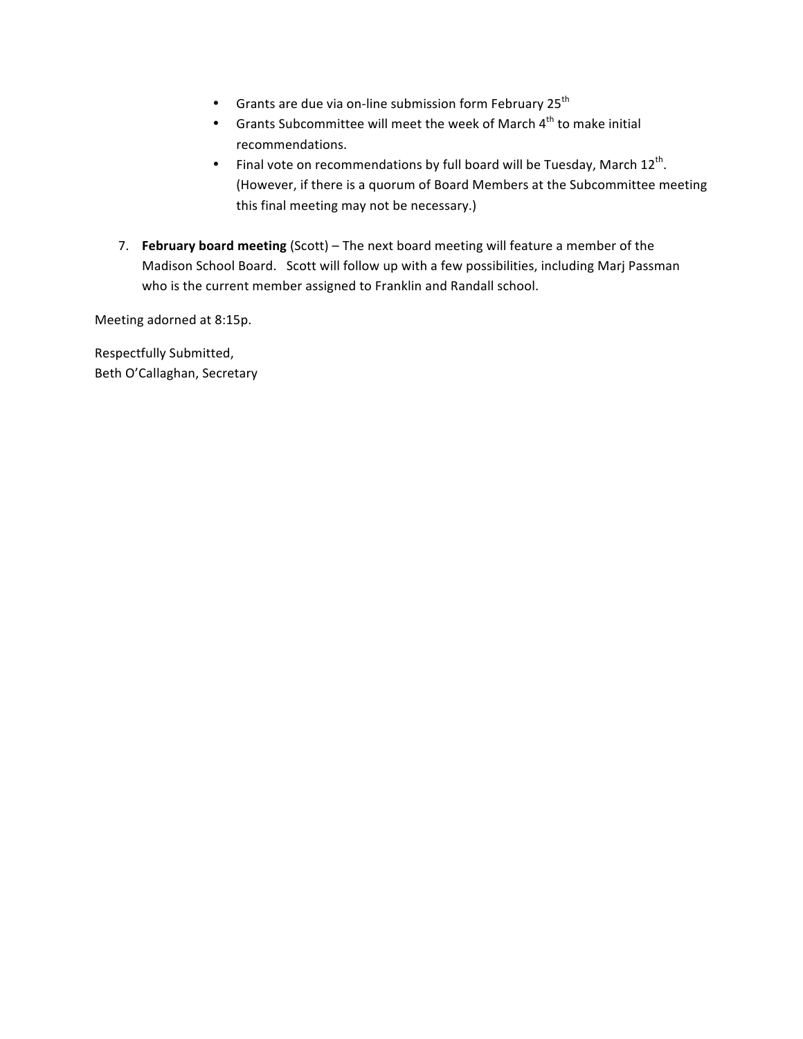- Grants are due via on-line submission form February 25th
- Grants Subcommittee will meet the week of March 4th to make initial recommendations.
- Final vote on recommendations by full board will be Tuesday, March 12th. (However, if there is a quorum of Board Members at the Subcommittee meeting this final meeting may not be necessary.)

7. **February board meeting** (Scott) – The next board meeting will feature a member of the Madison School Board. Scott will follow up with a few possibilities, including Marj Passman who is the current member assigned to Franklin and Randall school.

Meeting adorned at 8:15p.

Respectfully Submitted,
Beth O'Callaghan, Secretary